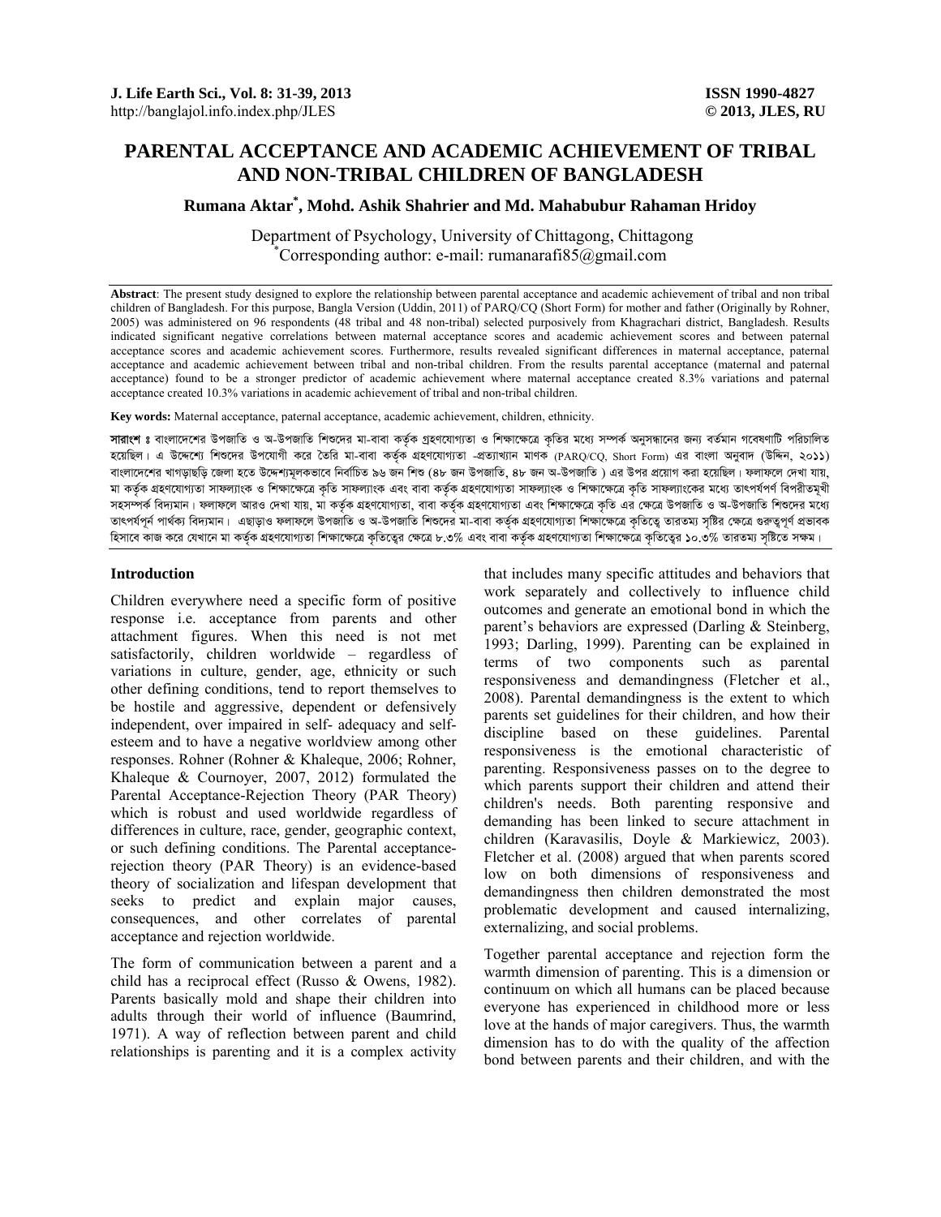# PARENTAL ACCEPTANCE AND ACADEMIC ACHIEVEMENT OF TRIBAL AND NON-TRIBAL CHILDREN OF BANGLADESH

**Rumana Aktar[*], Mohd. Ashik Shahrier and Md. Mahabubur Rahaman Hridoy**

Department of Psychology, University of Chittagong, Chittagong
[*]Corresponding author: e-mail: rumanarafi85@gmail.com

**Abstract**: The present study designed to explore the relationship between parental acceptance and academic achievement of tribal and non tribal children of Bangladesh. For this purpose, Bangla Version (Uddin, 2011) of PARQ/CQ (Short Form) for mother and father (Originally by Rohner, 2005) was administered on 96 respondents (48 tribal and 48 non-tribal) selected purposively from Khagrachari district, Bangladesh. Results indicated significant negative correlations between maternal acceptance scores and academic achievement scores and between paternal acceptance scores and academic achievement scores. Furthermore, results revealed significant differences in maternal acceptance, paternal acceptance and academic achievement between tribal and non-tribal children. From the results parental acceptance (maternal and paternal acceptance) found to be a stronger predictor of academic achievement where maternal acceptance created 8.3% variations and paternal acceptance created 10.3% variations in academic achievement of tribal and non-tribal children.

**Key words:** Maternal acceptance, paternal acceptance, academic achievement, children, ethnicity.

**সারাংশ ঃ** বাংলাদেশের উপজাতি ও অ-উপজাতি শিশুদের মা-বাবা কর্তৃক গ্রহণযোগ্যতা ও শিক্ষাক্ষেত্রে কৃতির মধ্যে সম্পর্ক অনুসন্ধানের জন্য বর্তমান গবেষণাটি পরিচালিত হয়েছিল। এ উদ্দেশ্যে শিশুদের উপযোগী করে তৈরি মা-বাবা কর্তৃক গ্রহণযোগ্যতা -প্রত্যাখ্যান মাপক (PARQ/CQ, Short Form) এর বাংলা অনুবাদ (উদ্দিন, ২০১১) বাংলাদেশের খাগড়াছড়ি জেলা হতে উদ্দেশ্যমূলকভাবে নির্বাচিত ৯৬ জন শিশু (৪৮ জন উপজাতি, ৪৮ জন অ-উপজাতি ) এর উপর প্রয়োগ করা হয়েছিল। ফলাফলে দেখা যায়, মা কর্তৃক গ্রহণযোগ্যতা সাফল্যাংক ও শিক্ষাক্ষেত্রে কৃতি সাফল্যাংক এবং বাবা কর্তৃক গ্রহণযোগ্যতা সাফল্যাংক ও শিক্ষাক্ষেত্রে কৃতি সাফল্যাংকের মধ্যে তাৎপর্যপর্ণ বিপরীতমূখী সহসম্পর্ক বিদ্যমান। ফলাফলে আরও দেখা যায়, মা কর্তৃক গ্রহণযোগ্যতা, বাবা কর্তৃক গ্রহণযোগ্যতা এবং শিক্ষাক্ষেত্রে কৃতি এর ক্ষেত্রে উপজাতি ও অ-উপজাতি শিশুদের মধ্যে তাৎপর্যপূর্ন পার্থক্য বিদ্যমান। এছাড়াও ফলাফলে উপজাতি ও অ-উপজাতি শিশুদের মা-বাবা কর্তৃক গ্রহণযোগ্যতা শিক্ষাক্ষেত্রে কৃতিত্বে তারতম্য সৃষ্টির ক্ষেত্রে গুরুত্বপূর্ণ প্রভাবক হিসাবে কাজ করে যেখানে মা কর্তৃক গ্রহণযোগ্যতা শিক্ষাক্ষেত্রে কৃতিত্বের ক্ষেত্রে ৮.৩% এবং বাবা কর্তৃক গ্রহণযোগ্যতা শিক্ষাক্ষেত্রে কৃতিত্বের ১০.৩% তারতম্য সৃষ্টিতে সক্ষম।

## Introduction

Children everywhere need a specific form of positive response i.e. acceptance from parents and other attachment figures. When this need is not met satisfactorily, children worldwide – regardless of variations in culture, gender, age, ethnicity or such other defining conditions, tend to report themselves to be hostile and aggressive, dependent or defensively independent, over impaired in self- adequacy and self-esteem and to have a negative worldview among other responses. Rohner (Rohner & Khaleque, 2006; Rohner, Khaleque & Cournoyer, 2007, 2012) formulated the Parental Acceptance-Rejection Theory (PAR Theory) which is robust and used worldwide regardless of differences in culture, race, gender, geographic context, or such defining conditions. The Parental acceptance-rejection theory (PAR Theory) is an evidence-based theory of socialization and lifespan development that seeks to predict and explain major causes, consequences, and other correlates of parental acceptance and rejection worldwide.

The form of communication between a parent and a child has a reciprocal effect (Russo & Owens, 1982). Parents basically mold and shape their children into adults through their world of influence (Baumrind, 1971). A way of reflection between parent and child relationships is parenting and it is a complex activity that includes many specific attitudes and behaviors that work separately and collectively to influence child outcomes and generate an emotional bond in which the parent's behaviors are expressed (Darling & Steinberg, 1993; Darling, 1999). Parenting can be explained in terms of two components such as parental responsiveness and demandingness (Fletcher et al., 2008). Parental demandingness is the extent to which parents set guidelines for their children, and how their discipline based on these guidelines. Parental responsiveness is the emotional characteristic of parenting. Responsiveness passes on to the degree to which parents support their children and attend their children's needs. Both parenting responsive and demanding has been linked to secure attachment in children (Karavasilis, Doyle & Markiewicz, 2003). Fletcher et al. (2008) argued that when parents scored low on both dimensions of responsiveness and demandingness then children demonstrated the most problematic development and caused internalizing, externalizing, and social problems.

Together parental acceptance and rejection form the warmth dimension of parenting. This is a dimension or continuum on which all humans can be placed because everyone has experienced in childhood more or less love at the hands of major caregivers. Thus, the warmth dimension has to do with the quality of the affection bond between parents and their children, and with the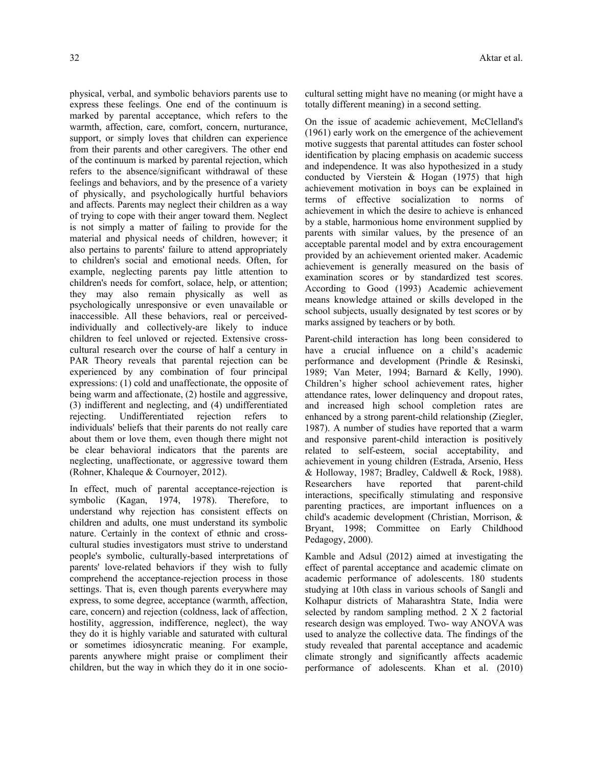physical, verbal, and symbolic behaviors parents use to express these feelings. One end of the continuum is marked by parental acceptance, which refers to the warmth, affection, care, comfort, concern, nurturance, support, or simply loves that children can experience from their parents and other caregivers. The other end of the continuum is marked by parental rejection, which refers to the absence/significant withdrawal of these feelings and behaviors, and by the presence of a variety of physically, and psychologically hurtful behaviors and affects. Parents may neglect their children as a way of trying to cope with their anger toward them. Neglect is not simply a matter of failing to provide for the material and physical needs of children, however; it also pertains to parents' failure to attend appropriately to children's social and emotional needs. Often, for example, neglecting parents pay little attention to children's needs for comfort, solace, help, or attention; they may also remain physically as well as psychologically unresponsive or even unavailable or inaccessible. All these behaviors, real or perceived-individually and collectively-are likely to induce children to feel unloved or rejected. Extensive cross-cultural research over the course of half a century in PAR Theory reveals that parental rejection can be experienced by any combination of four principal expressions: (1) cold and unaffectionate, the opposite of being warm and affectionate, (2) hostile and aggressive, (3) indifferent and neglecting, and (4) undifferentiated rejecting. Undifferentiated rejection refers to individuals' beliefs that their parents do not really care about them or love them, even though there might not be clear behavioral indicators that the parents are neglecting, unaffectionate, or aggressive toward them (Rohner, Khaleque & Cournoyer, 2012).

In effect, much of parental acceptance-rejection is symbolic (Kagan, 1974, 1978). Therefore, to understand why rejection has consistent effects on children and adults, one must understand its symbolic nature. Certainly in the context of ethnic and cross-cultural studies investigators must strive to understand people's symbolic, culturally-based interpretations of parents' love-related behaviors if they wish to fully comprehend the acceptance-rejection process in those settings. That is, even though parents everywhere may express, to some degree, acceptance (warmth, affection, care, concern) and rejection (coldness, lack of affection, hostility, aggression, indifference, neglect), the way they do it is highly variable and saturated with cultural or sometimes idiosyncratic meaning. For example, parents anywhere might praise or compliment their children, but the way in which they do it in one socio-cultural setting might have no meaning (or might have a totally different meaning) in a second setting.

On the issue of academic achievement, McClelland's (1961) early work on the emergence of the achievement motive suggests that parental attitudes can foster school identification by placing emphasis on academic success and independence. It was also hypothesized in a study conducted by Vierstein & Hogan (1975) that high achievement motivation in boys can be explained in terms of effective socialization to norms of achievement in which the desire to achieve is enhanced by a stable, harmonious home environment supplied by parents with similar values, by the presence of an acceptable parental model and by extra encouragement provided by an achievement oriented maker. Academic achievement is generally measured on the basis of examination scores or by standardized test scores. According to Good (1993) Academic achievement means knowledge attained or skills developed in the school subjects, usually designated by test scores or by marks assigned by teachers or by both.

Parent-child interaction has long been considered to have a crucial influence on a child's academic performance and development (Prindle & Resinski, 1989; Van Meter, 1994; Barnard & Kelly, 1990). Children's higher school achievement rates, higher attendance rates, lower delinquency and dropout rates, and increased high school completion rates are enhanced by a strong parent-child relationship (Ziegler, 1987). A number of studies have reported that a warm and responsive parent-child interaction is positively related to self-esteem, social acceptability, and achievement in young children (Estrada, Arsenio, Hess & Holloway, 1987; Bradley, Caldwell & Rock, 1988). Researchers have reported that parent-child interactions, specifically stimulating and responsive parenting practices, are important influences on a child's academic development (Christian, Morrison, & Bryant, 1998; Committee on Early Childhood Pedagogy, 2000).

Kamble and Adsul (2012) aimed at investigating the effect of parental acceptance and academic climate on academic performance of adolescents. 180 students studying at 10th class in various schools of Sangli and Kolhapur districts of Maharashtra State, India were selected by random sampling method. 2 X 2 factorial research design was employed. Two- way ANOVA was used to analyze the collective data. The findings of the study revealed that parental acceptance and academic climate strongly and significantly affects academic performance of adolescents. Khan et al. (2010)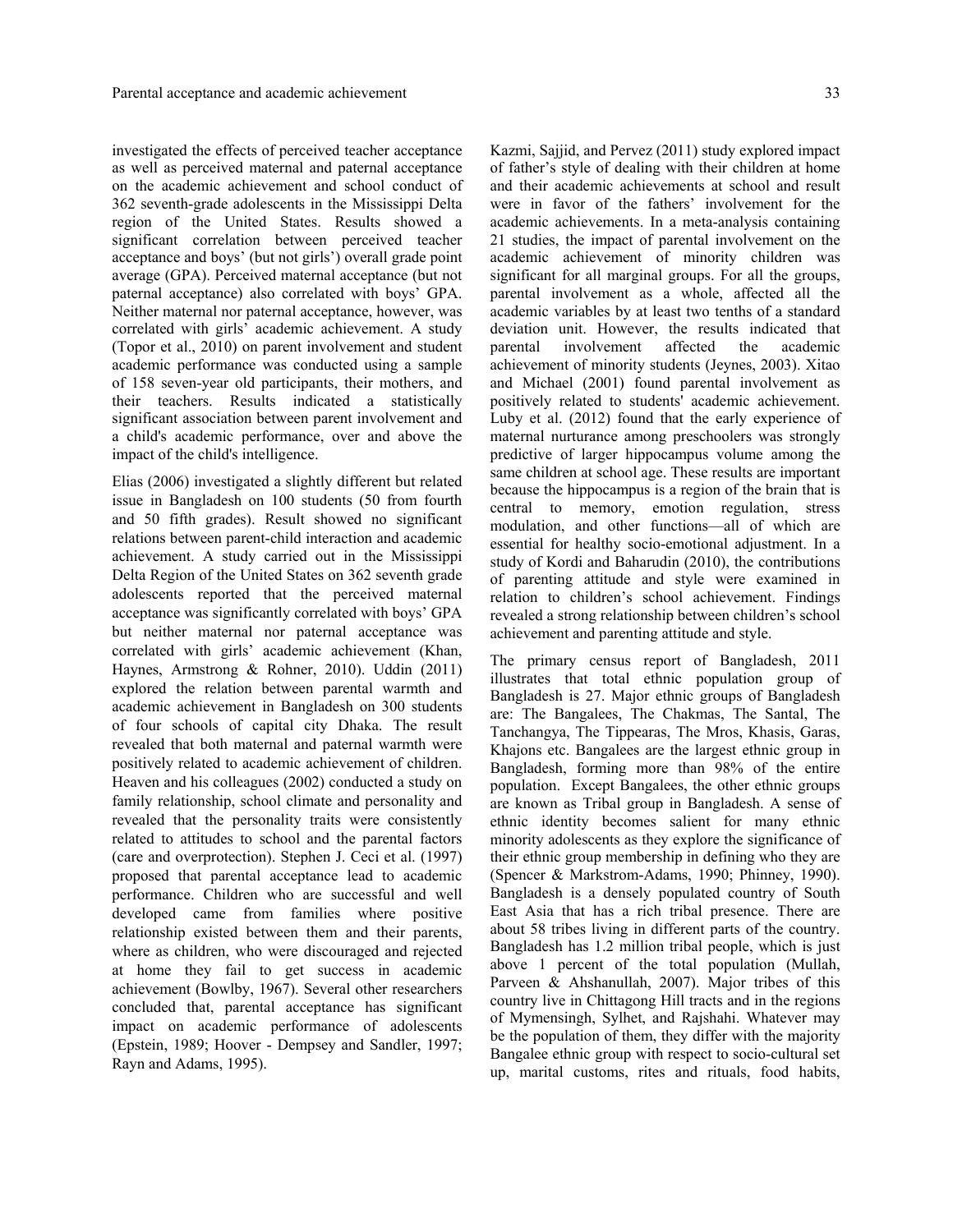investigated the effects of perceived teacher acceptance as well as perceived maternal and paternal acceptance on the academic achievement and school conduct of 362 seventh-grade adolescents in the Mississippi Delta region of the United States. Results showed a significant correlation between perceived teacher acceptance and boys' (but not girls') overall grade point average (GPA). Perceived maternal acceptance (but not paternal acceptance) also correlated with boys' GPA. Neither maternal nor paternal acceptance, however, was correlated with girls' academic achievement. A study (Topor et al., 2010) on parent involvement and student academic performance was conducted using a sample of 158 seven-year old participants, their mothers, and their teachers. Results indicated a statistically significant association between parent involvement and a child's academic performance, over and above the impact of the child's intelligence.

Elias (2006) investigated a slightly different but related issue in Bangladesh on 100 students (50 from fourth and 50 fifth grades). Result showed no significant relations between parent-child interaction and academic achievement. A study carried out in the Mississippi Delta Region of the United States on 362 seventh grade adolescents reported that the perceived maternal acceptance was significantly correlated with boys' GPA but neither maternal nor paternal acceptance was correlated with girls' academic achievement (Khan, Haynes, Armstrong & Rohner, 2010). Uddin (2011) explored the relation between parental warmth and academic achievement in Bangladesh on 300 students of four schools of capital city Dhaka. The result revealed that both maternal and paternal warmth were positively related to academic achievement of children. Heaven and his colleagues (2002) conducted a study on family relationship, school climate and personality and revealed that the personality traits were consistently related to attitudes to school and the parental factors (care and overprotection). Stephen J. Ceci et al. (1997) proposed that parental acceptance lead to academic performance. Children who are successful and well developed came from families where positive relationship existed between them and their parents, where as children, who were discouraged and rejected at home they fail to get success in academic achievement (Bowlby, 1967). Several other researchers concluded that, parental acceptance has significant impact on academic performance of adolescents (Epstein, 1989; Hoover - Dempsey and Sandler, 1997; Rayn and Adams, 1995).

Kazmi, Sajjid, and Pervez (2011) study explored impact of father's style of dealing with their children at home and their academic achievements at school and result were in favor of the fathers' involvement for the academic achievements. In a meta-analysis containing 21 studies, the impact of parental involvement on the academic achievement of minority children was significant for all marginal groups. For all the groups, parental involvement as a whole, affected all the academic variables by at least two tenths of a standard deviation unit. However, the results indicated that parental involvement affected the academic achievement of minority students (Jeynes, 2003). Xitao and Michael (2001) found parental involvement as positively related to students' academic achievement. Luby et al. (2012) found that the early experience of maternal nurturance among preschoolers was strongly predictive of larger hippocampus volume among the same children at school age. These results are important because the hippocampus is a region of the brain that is central to memory, emotion regulation, stress modulation, and other functions—all of which are essential for healthy socio-emotional adjustment. In a study of Kordi and Baharudin (2010), the contributions of parenting attitude and style were examined in relation to children's school achievement. Findings revealed a strong relationship between children's school achievement and parenting attitude and style.

The primary census report of Bangladesh, 2011 illustrates that total ethnic population group of Bangladesh is 27. Major ethnic groups of Bangladesh are: The Bangalees, The Chakmas, The Santal, The Tanchangya, The Tippearas, The Mros, Khasis, Garas, Khajons etc. Bangalees are the largest ethnic group in Bangladesh, forming more than 98% of the entire population. Except Bangalees, the other ethnic groups are known as Tribal group in Bangladesh. A sense of ethnic identity becomes salient for many ethnic minority adolescents as they explore the significance of their ethnic group membership in defining who they are (Spencer & Markstrom-Adams, 1990; Phinney, 1990). Bangladesh is a densely populated country of South East Asia that has a rich tribal presence. There are about 58 tribes living in different parts of the country. Bangladesh has 1.2 million tribal people, which is just above 1 percent of the total population (Mullah, Parveen & Ahshanullah, 2007). Major tribes of this country live in Chittagong Hill tracts and in the regions of Mymensingh, Sylhet, and Rajshahi. Whatever may be the population of them, they differ with the majority Bangalee ethnic group with respect to socio-cultural set up, marital customs, rites and rituals, food habits,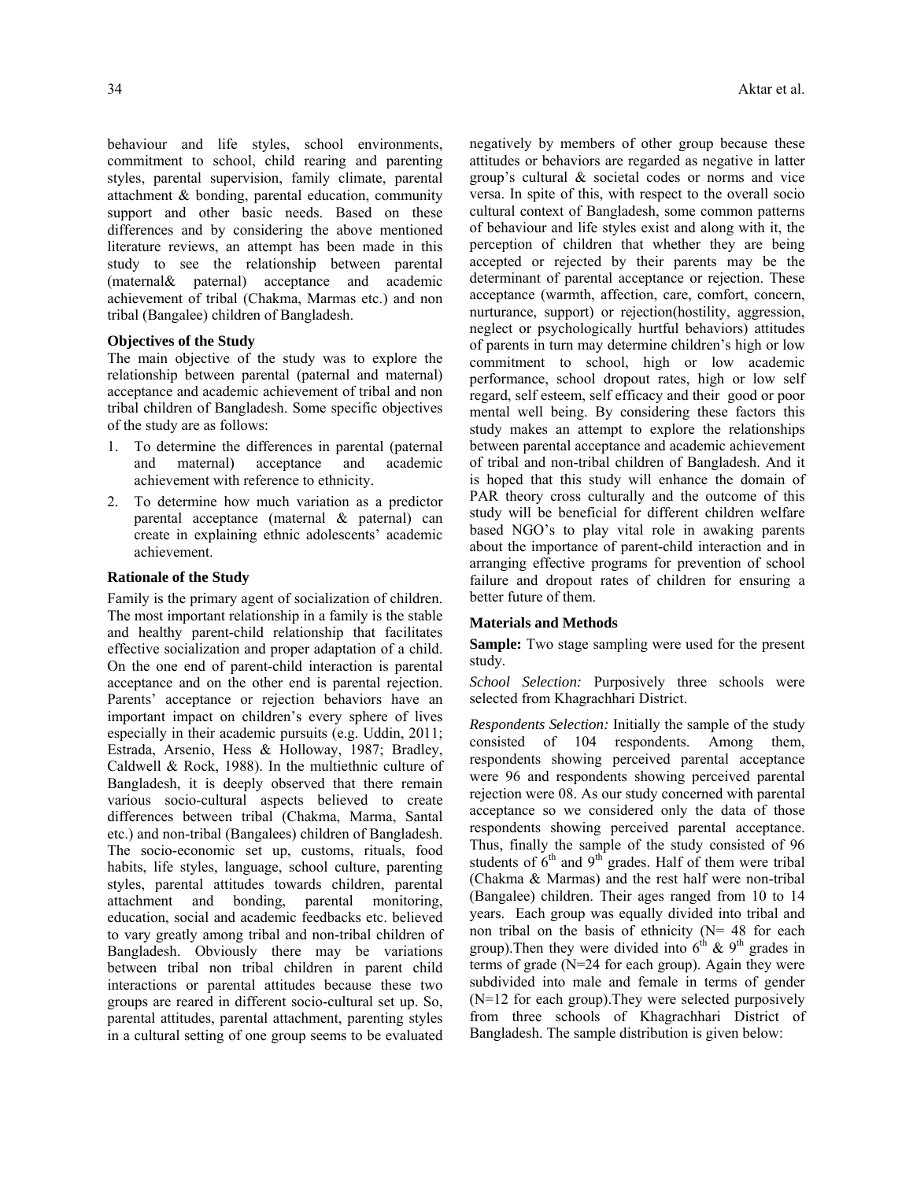behaviour and life styles, school environments, commitment to school, child rearing and parenting styles, parental supervision, family climate, parental attachment & bonding, parental education, community support and other basic needs. Based on these differences and by considering the above mentioned literature reviews, an attempt has been made in this study to see the relationship between parental (maternal& paternal) acceptance and academic achievement of tribal (Chakma, Marmas etc.) and non tribal (Bangalee) children of Bangladesh.

**Objectives of the Study**

The main objective of the study was to explore the relationship between parental (paternal and maternal) acceptance and academic achievement of tribal and non tribal children of Bangladesh. Some specific objectives of the study are as follows:

1. To determine the differences in parental (paternal and maternal) acceptance and academic achievement with reference to ethnicity.
2. To determine how much variation as a predictor parental acceptance (maternal & paternal) can create in explaining ethnic adolescents' academic achievement.

**Rationale of the Study**

Family is the primary agent of socialization of children. The most important relationship in a family is the stable and healthy parent-child relationship that facilitates effective socialization and proper adaptation of a child. On the one end of parent-child interaction is parental acceptance and on the other end is parental rejection. Parents' acceptance or rejection behaviors have an important impact on children's every sphere of lives especially in their academic pursuits (e.g. Uddin, 2011; Estrada, Arsenio, Hess & Holloway, 1987; Bradley, Caldwell & Rock, 1988). In the multiethnic culture of Bangladesh, it is deeply observed that there remain various socio-cultural aspects believed to create differences between tribal (Chakma, Marma, Santal etc.) and non-tribal (Bangalees) children of Bangladesh. The socio-economic set up, customs, rituals, food habits, life styles, language, school culture, parenting styles, parental attitudes towards children, parental attachment and bonding, parental monitoring, education, social and academic feedbacks etc. believed to vary greatly among tribal and non-tribal children of Bangladesh. Obviously there may be variations between tribal non tribal children in parent child interactions or parental attitudes because these two groups are reared in different socio-cultural set up. So, parental attitudes, parental attachment, parenting styles in a cultural setting of one group seems to be evaluated negatively by members of other group because these attitudes or behaviors are regarded as negative in latter group's cultural & societal codes or norms and vice versa. In spite of this, with respect to the overall socio cultural context of Bangladesh, some common patterns of behaviour and life styles exist and along with it, the perception of children that whether they are being accepted or rejected by their parents may be the determinant of parental acceptance or rejection. These acceptance (warmth, affection, care, comfort, concern, nurturance, support) or rejection(hostility, aggression, neglect or psychologically hurtful behaviors) attitudes of parents in turn may determine children's high or low commitment to school, high or low academic performance, school dropout rates, high or low self regard, self esteem, self efficacy and their good or poor mental well being. By considering these factors this study makes an attempt to explore the relationships between parental acceptance and academic achievement of tribal and non-tribal children of Bangladesh. And it is hoped that this study will enhance the domain of PAR theory cross culturally and the outcome of this study will be beneficial for different children welfare based NGO's to play vital role in awaking parents about the importance of parent-child interaction and in arranging effective programs for prevention of school failure and dropout rates of children for ensuring a better future of them.

**Materials and Methods**

**Sample:** Two stage sampling were used for the present study.

*School Selection:* Purposively three schools were selected from Khagrachhari District.

*Respondents Selection:* Initially the sample of the study consisted of 104 respondents. Among them, respondents showing perceived parental acceptance were 96 and respondents showing perceived parental rejection were 08. As our study concerned with parental acceptance so we considered only the data of those respondents showing perceived parental acceptance. Thus, finally the sample of the study consisted of 96 students of 6th and 9th grades. Half of them were tribal (Chakma & Marmas) and the rest half were non-tribal (Bangalee) children. Their ages ranged from 10 to 14 years. Each group was equally divided into tribal and non tribal on the basis of ethnicity (N= 48 for each group).Then they were divided into 6th & 9th grades in terms of grade (N=24 for each group). Again they were subdivided into male and female in terms of gender (N=12 for each group).They were selected purposively from three schools of Khagrachhari District of Bangladesh. The sample distribution is given below: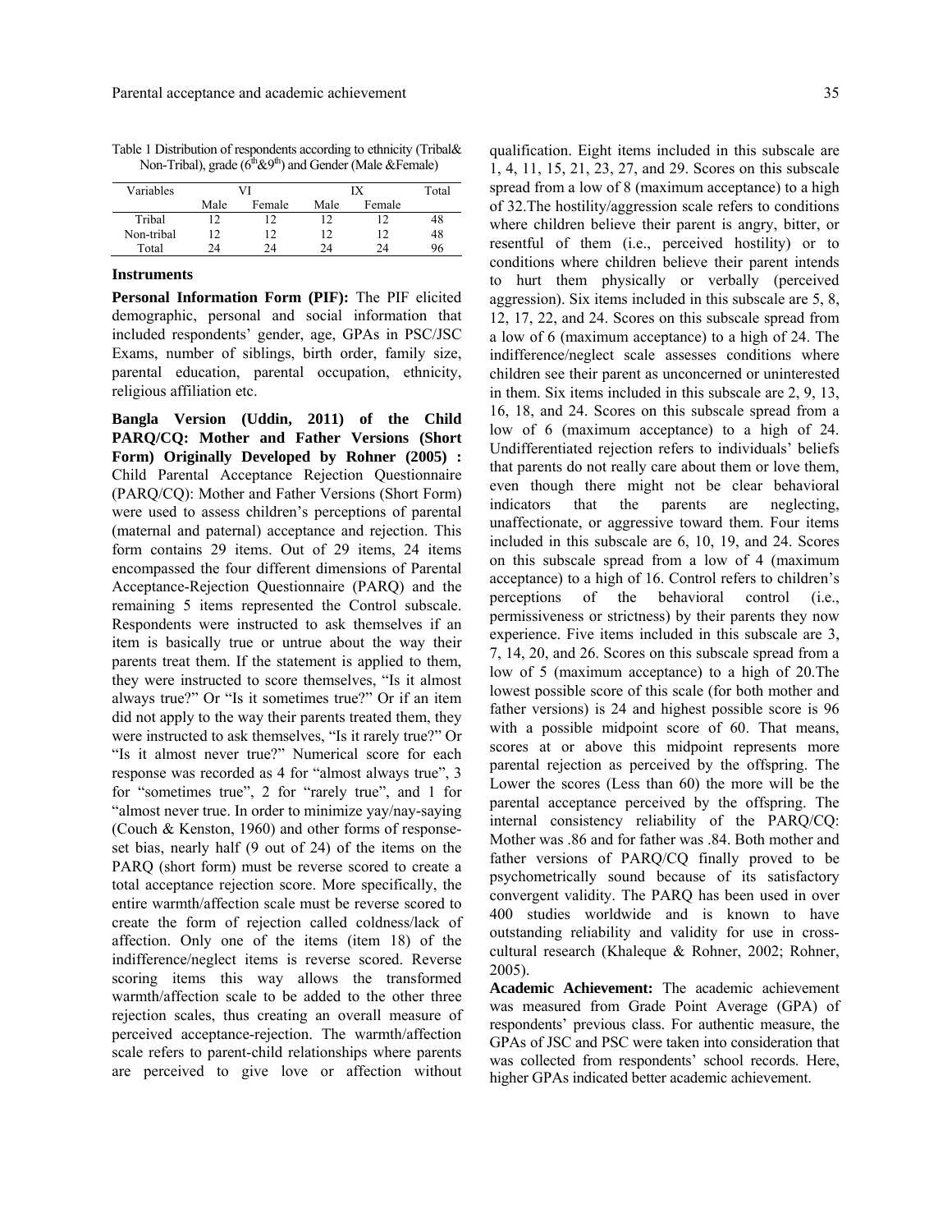Table 1 Distribution of respondents according to ethnicity (Tribal& Non-Tribal), grade ($6^{th}$&$9^{th}$) and Gender (Male &Female)

| Variables | VI | | IX | | Total |
|---|---|---|---|---|---|
| | Male | Female | Male | Female | |
| Tribal | 12 | 12 | 12 | 12 | 48 |
| Non-tribal | 12 | 12 | 12 | 12 | 48 |
| Total | 24 | 24 | 24 | 24 | 96 |

### Instruments

**Personal Information Form (PIF):** The PIF elicited demographic, personal and social information that included respondents' gender, age, GPAs in PSC/JSC Exams, number of siblings, birth order, family size, parental education, parental occupation, ethnicity, religious affiliation etc.

**Bangla Version (Uddin, 2011) of the Child PARQ/CQ: Mother and Father Versions (Short Form) Originally Developed by Rohner (2005) :** Child Parental Acceptance Rejection Questionnaire (PARQ/CQ): Mother and Father Versions (Short Form) were used to assess children's perceptions of parental (maternal and paternal) acceptance and rejection. This form contains 29 items. Out of 29 items, 24 items encompassed the four different dimensions of Parental Acceptance-Rejection Questionnaire (PARQ) and the remaining 5 items represented the Control subscale. Respondents were instructed to ask themselves if an item is basically true or untrue about the way their parents treat them. If the statement is applied to them, they were instructed to score themselves, "Is it almost always true?" Or "Is it sometimes true?" Or if an item did not apply to the way their parents treated them, they were instructed to ask themselves, "Is it rarely true?" Or "Is it almost never true?" Numerical score for each response was recorded as 4 for "almost always true", 3 for "sometimes true", 2 for "rarely true", and 1 for "almost never true. In order to minimize yay/nay-saying (Couch & Kenston, 1960) and other forms of response-set bias, nearly half (9 out of 24) of the items on the PARQ (short form) must be reverse scored to create a total acceptance rejection score. More specifically, the entire warmth/affection scale must be reverse scored to create the form of rejection called coldness/lack of affection. Only one of the items (item 18) of the indifference/neglect items is reverse scored. Reverse scoring items this way allows the transformed warmth/affection scale to be added to the other three rejection scales, thus creating an overall measure of perceived acceptance-rejection. The warmth/affection scale refers to parent-child relationships where parents are perceived to give love or affection without qualification. Eight items included in this subscale are 1, 4, 11, 15, 21, 23, 27, and 29. Scores on this subscale spread from a low of 8 (maximum acceptance) to a high of 32.The hostility/aggression scale refers to conditions where children believe their parent is angry, bitter, or resentful of them (i.e., perceived hostility) or to conditions where children believe their parent intends to hurt them physically or verbally (perceived aggression). Six items included in this subscale are 5, 8, 12, 17, 22, and 24. Scores on this subscale spread from a low of 6 (maximum acceptance) to a high of 24. The indifference/neglect scale assesses conditions where children see their parent as unconcerned or uninterested in them. Six items included in this subscale are 2, 9, 13, 16, 18, and 24. Scores on this subscale spread from a low of 6 (maximum acceptance) to a high of 24. Undifferentiated rejection refers to individuals' beliefs that parents do not really care about them or love them, even though there might not be clear behavioral indicators that the parents are neglecting, unaffectionate, or aggressive toward them. Four items included in this subscale are 6, 10, 19, and 24. Scores on this subscale spread from a low of 4 (maximum acceptance) to a high of 16. Control refers to children's perceptions of the behavioral control (i.e., permissiveness or strictness) by their parents they now experience. Five items included in this subscale are 3, 7, 14, 20, and 26. Scores on this subscale spread from a low of 5 (maximum acceptance) to a high of 20.The lowest possible score of this scale (for both mother and father versions) is 24 and highest possible score is 96 with a possible midpoint score of 60. That means, scores at or above this midpoint represents more parental rejection as perceived by the offspring. The Lower the scores (Less than 60) the more will be the parental acceptance perceived by the offspring. The internal consistency reliability of the PARQ/CQ: Mother was .86 and for father was .84. Both mother and father versions of PARQ/CQ finally proved to be psychometrically sound because of its satisfactory convergent validity. The PARQ has been used in over 400 studies worldwide and is known to have outstanding reliability and validity for use in cross-cultural research (Khaleque & Rohner, 2002; Rohner, 2005).

**Academic Achievement:** The academic achievement was measured from Grade Point Average (GPA) of respondents' previous class. For authentic measure, the GPAs of JSC and PSC were taken into consideration that was collected from respondents' school records. Here, higher GPAs indicated better academic achievement.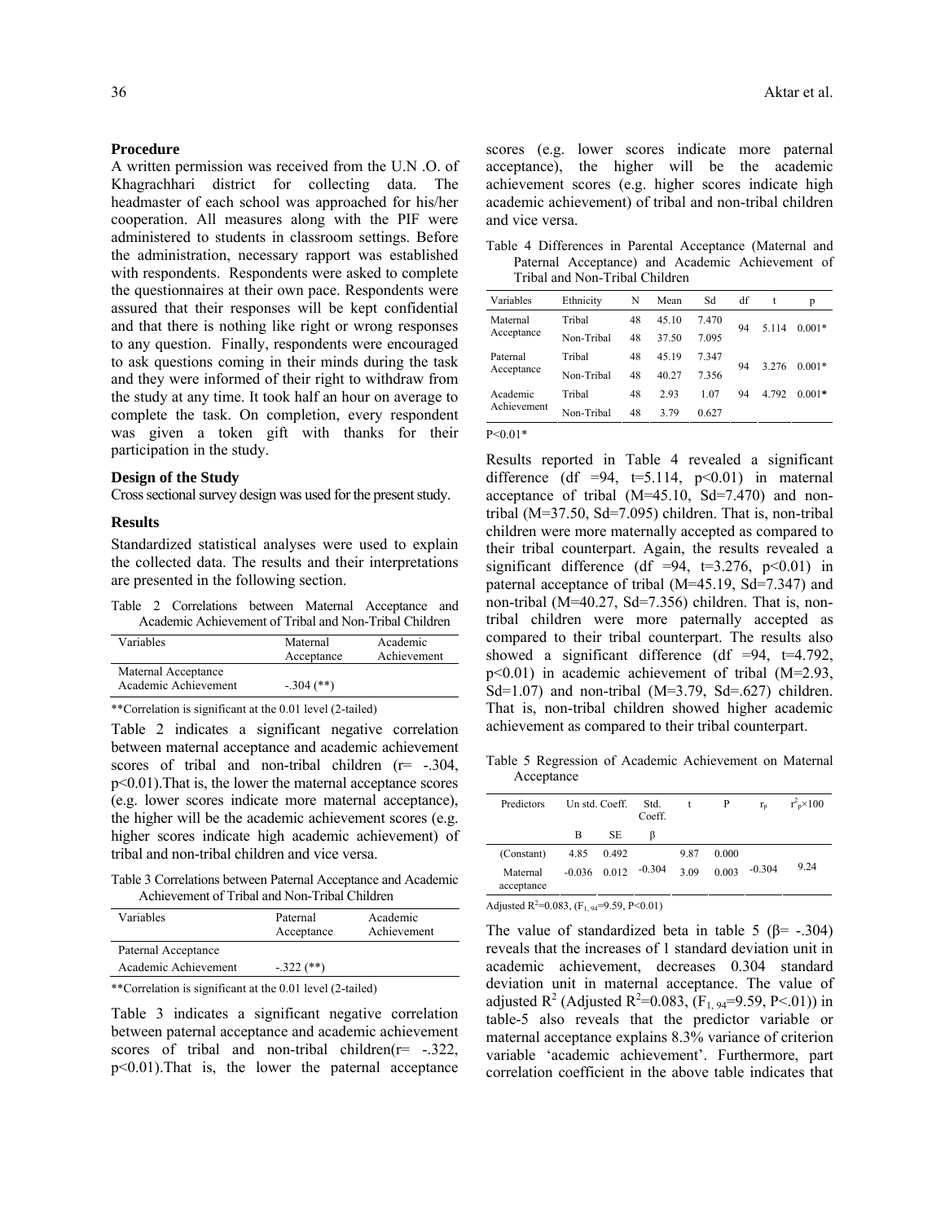### Procedure

A written permission was received from the U.N .O. of Khagrachhari district for collecting data. The headmaster of each school was approached for his/her cooperation. All measures along with the PIF were administered to students in classroom settings. Before the administration, necessary rapport was established with respondents. Respondents were asked to complete the questionnaires at their own pace. Respondents were assured that their responses will be kept confidential and that there is nothing like right or wrong responses to any question. Finally, respondents were encouraged to ask questions coming in their minds during the task and they were informed of their right to withdraw from the study at any time. It took half an hour on average to complete the task. On completion, every respondent was given a token gift with thanks for their participation in the study.

### Design of the Study

Cross sectional survey design was used for the present study.

### Results

Standardized statistical analyses were used to explain the collected data. The results and their interpretations are presented in the following section.

Table 2 Correlations between Maternal Acceptance and Academic Achievement of Tribal and Non-Tribal Children

| Variables | Maternal Acceptance | Academic Achievement |
|---|---|---|
| Maternal Acceptance | | |
| Academic Achievement | -.304 (**) | |

**Correlation is significant at the 0.01 level (2-tailed)

Table 2 indicates a significant negative correlation between maternal acceptance and academic achievement scores of tribal and non-tribal children (r= -.304, $p<0.01$).That is, the lower the maternal acceptance scores (e.g. lower scores indicate more maternal acceptance), the higher will be the academic achievement scores (e.g. higher scores indicate high academic achievement) of tribal and non-tribal children and vice versa.

Table 3 Correlations between Paternal Acceptance and Academic Achievement of Tribal and Non-Tribal Children

| Variables | Paternal Acceptance | Academic Achievement |
|---|---|---|
| Paternal Acceptance | | |
| Academic Achievement | -.322 (**) | |

**Correlation is significant at the 0.01 level (2-tailed)

Table 3 indicates a significant negative correlation between paternal acceptance and academic achievement scores of tribal and non-tribal children(r= -.322, $p<0.01$).That is, the lower the paternal acceptance scores (e.g. lower scores indicate more paternal acceptance), the higher will be the academic achievement scores (e.g. higher scores indicate high academic achievement) of tribal and non-tribal children and vice versa.

Table 4 Differences in Parental Acceptance (Maternal and Paternal Acceptance) and Academic Achievement of Tribal and Non-Tribal Children

| Variables | Ethnicity | N | Mean | Sd | df | t | p |
|---|---|---|---|---|---|---|---|
| Maternal Acceptance | Tribal | 48 | 45.10 | 7.470 | 94 | 5.114 | 0.001* |
| | Non-Tribal | 48 | 37.50 | 7.095 | | | |
| Paternal Acceptance | Tribal | 48 | 45.19 | 7.347 | 94 | 3.276 | 0.001* |
| | Non-Tribal | 48 | 40.27 | 7.356 | | | |
| Academic Achievement | Tribal | 48 | 2.93 | 1.07 | 94 | 4.792 | 0.001* |
| | Non-Tribal | 48 | 3.79 | 0.627 | | | |

$P<0.01$*

Results reported in Table 4 revealed a significant difference (df =94, t=5.114, $p<0.01$) in maternal acceptance of tribal (M=45.10, Sd=7.470) and non-tribal (M=37.50, Sd=7.095) children. That is, non-tribal children were more maternally accepted as compared to their tribal counterpart. Again, the results revealed a significant difference (df =94, t=3.276, $p<0.01$) in paternal acceptance of tribal (M=45.19, Sd=7.347) and non-tribal (M=40.27, Sd=7.356) children. That is, non-tribal children were more paternally accepted as compared to their tribal counterpart. The results also showed a significant difference (df =94, t=4.792, $p<0.01$) in academic achievement of tribal (M=2.93, Sd=1.07) and non-tribal (M=3.79, Sd=.627) children. That is, non-tribal children showed higher academic achievement as compared to their tribal counterpart.

Table 5 Regression of Academic Achievement on Maternal Acceptance

| Predictors | Un std. Coeff. | | Std. Coeff. | t | P | $r_p$ | $r_p^2 \times 100$ |
|---|---|---|---|---|---|---|---|
| | B | SE | β | | | | |
| (Constant) | 4.85 | 0.492 | | 9.87 | 0.000 | | |
| Maternal acceptance | -0.036 | 0.012 | -0.304 | 3.09 | 0.003 | -0.304 | 9.24 |

Adjusted $R^2$=0.083, ($F_{1, 94}$=9.59, $P<0.01$)

The value of standardized beta in table 5 (β= -.304) reveals that the increases of 1 standard deviation unit in academic achievement, decreases 0.304 standard deviation unit in maternal acceptance. The value of adjusted $R^2$ (Adjusted $R^2$=0.083, ($F_{1, 94}$=9.59, $P<.01$)) in table-5 also reveals that the predictor variable or maternal acceptance explains 8.3% variance of criterion variable 'academic achievement'. Furthermore, part correlation coefficient in the above table indicates that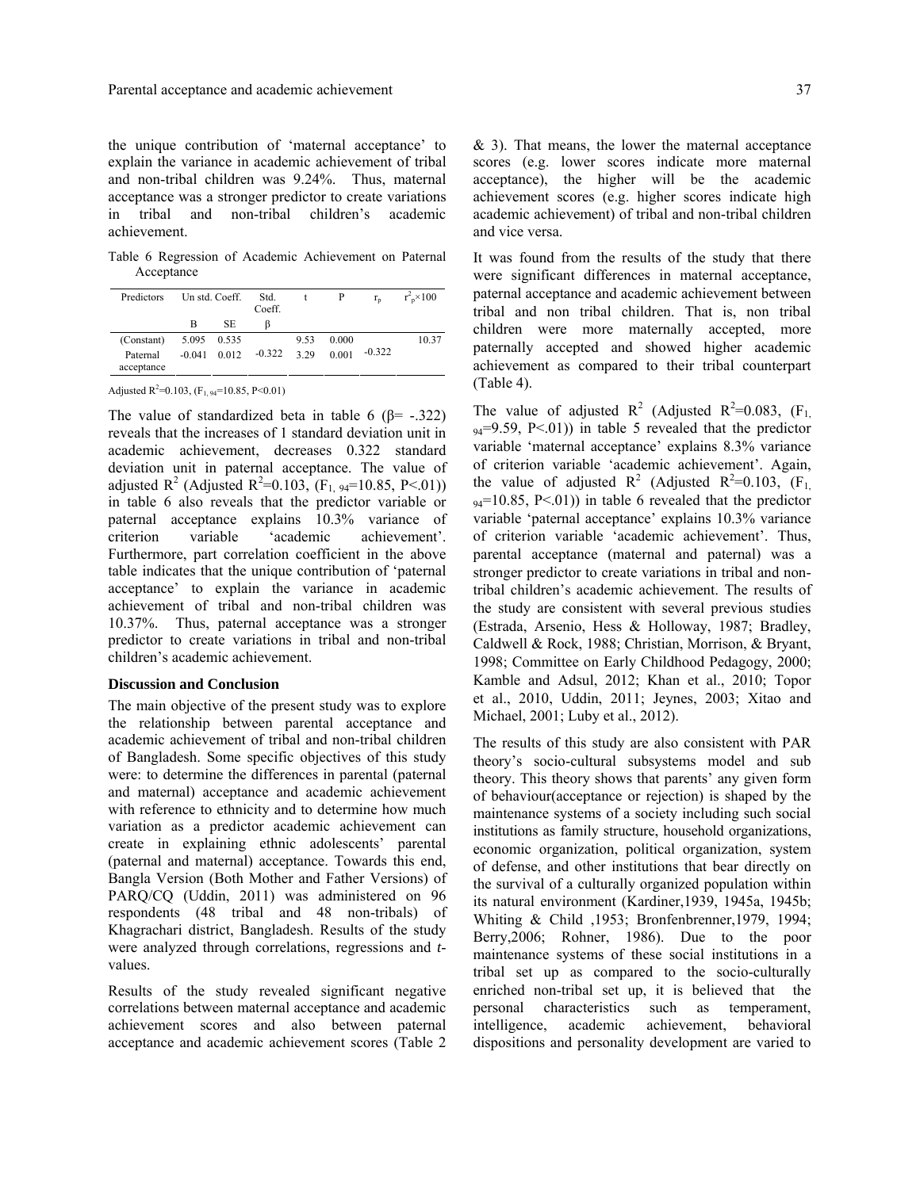the unique contribution of 'maternal acceptance' to explain the variance in academic achievement of tribal and non-tribal children was 9.24%. Thus, maternal acceptance was a stronger predictor to create variations in tribal and non-tribal children's academic achievement.

Table 6 Regression of Academic Achievement on Paternal Acceptance

| Predictors | Un std. Coeff. | | Std. Coeff. | t | P | $r_p$ | $r^2_p \times 100$ |
|---|---|---|---|---|---|---|---|
| | B | SE | β | | | | |
| (Constant) | 5.095 | 0.535 | | 9.53 | 0.000 | | 10.37 |
| Paternal acceptance | -0.041 | 0.012 | -0.322 | 3.29 | 0.001 | -0.322 | |

Adjusted $R^2$=0.103, ($F_{1, 94}$=10.85, P<0.01)

The value of standardized beta in table 6 (β= -.322) reveals that the increases of 1 standard deviation unit in academic achievement, decreases 0.322 standard deviation unit in paternal acceptance. The value of adjusted $R^2$ (Adjusted $R^2$=0.103, ($F_{1, 94}$=10.85, P<.01)) in table 6 also reveals that the predictor variable or paternal acceptance explains 10.3% variance of criterion variable 'academic achievement'. Furthermore, part correlation coefficient in the above table indicates that the unique contribution of 'paternal acceptance' to explain the variance in academic achievement of tribal and non-tribal children was 10.37%. Thus, paternal acceptance was a stronger predictor to create variations in tribal and non-tribal children's academic achievement.

### Discussion and Conclusion

The main objective of the present study was to explore the relationship between parental acceptance and academic achievement of tribal and non-tribal children of Bangladesh. Some specific objectives of this study were: to determine the differences in parental (paternal and maternal) acceptance and academic achievement with reference to ethnicity and to determine how much variation as a predictor academic achievement can create in explaining ethnic adolescents' parental (paternal and maternal) acceptance. Towards this end, Bangla Version (Both Mother and Father Versions) of PARQ/CQ (Uddin, 2011) was administered on 96 respondents (48 tribal and 48 non-tribals) of Khagrachari district, Bangladesh. Results of the study were analyzed through correlations, regressions and *t*-values.

Results of the study revealed significant negative correlations between maternal acceptance and academic achievement scores and also between paternal acceptance and academic achievement scores (Table 2 & 3). That means, the lower the maternal acceptance scores (e.g. lower scores indicate more maternal acceptance), the higher will be the academic achievement scores (e.g. higher scores indicate high academic achievement) of tribal and non-tribal children and vice versa.

It was found from the results of the study that there were significant differences in maternal acceptance, paternal acceptance and academic achievement between tribal and non tribal children. That is, non tribal children were more maternally accepted, more paternally accepted and showed higher academic achievement as compared to their tribal counterpart (Table 4).

The value of adjusted $R^2$ (Adjusted $R^2$=0.083, ($F_{1, 94}$=9.59, P<.01)) in table 5 revealed that the predictor variable 'maternal acceptance' explains 8.3% variance of criterion variable 'academic achievement'. Again, the value of adjusted $R^2$ (Adjusted $R^2$=0.103, ($F_{1, 94}$=10.85, P<.01)) in table 6 revealed that the predictor variable 'paternal acceptance' explains 10.3% variance of criterion variable 'academic achievement'. Thus, parental acceptance (maternal and paternal) was a stronger predictor to create variations in tribal and non-tribal children's academic achievement. The results of the study are consistent with several previous studies (Estrada, Arsenio, Hess & Holloway, 1987; Bradley, Caldwell & Rock, 1988; Christian, Morrison, & Bryant, 1998; Committee on Early Childhood Pedagogy, 2000; Kamble and Adsul, 2012; Khan et al., 2010; Topor et al., 2010, Uddin, 2011; Jeynes, 2003; Xitao and Michael, 2001; Luby et al., 2012).

The results of this study are also consistent with PAR theory's socio-cultural subsystems model and sub theory. This theory shows that parents' any given form of behaviour(acceptance or rejection) is shaped by the maintenance systems of a society including such social institutions as family structure, household organizations, economic organization, political organization, system of defense, and other institutions that bear directly on the survival of a culturally organized population within its natural environment (Kardiner,1939, 1945a, 1945b; Whiting & Child ,1953; Bronfenbrenner,1979, 1994; Berry,2006; Rohner, 1986). Due to the poor maintenance systems of these social institutions in a tribal set up as compared to the socio-culturally enriched non-tribal set up, it is believed that the personal characteristics such as temperament, intelligence, academic achievement, behavioral dispositions and personality development are varied to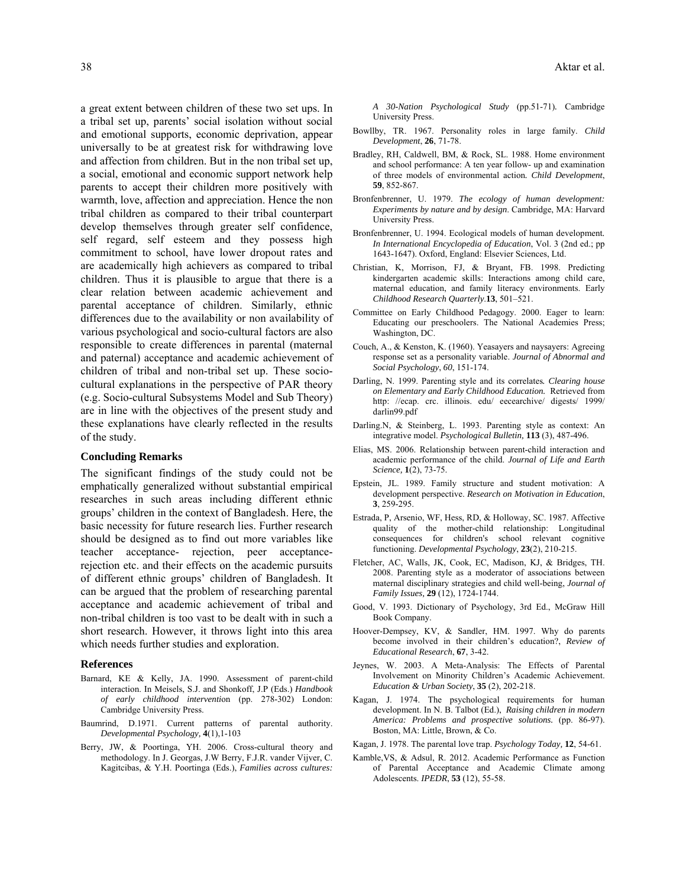a great extent between children of these two set ups. In a tribal set up, parents' social isolation without social and emotional supports, economic deprivation, appear universally to be at greatest risk for withdrawing love and affection from children. But in the non tribal set up, a social, emotional and economic support network help parents to accept their children more positively with warmth, love, affection and appreciation. Hence the non tribal children as compared to their tribal counterpart develop themselves through greater self confidence, self regard, self esteem and they possess high commitment to school, have lower dropout rates and are academically high achievers as compared to tribal children. Thus it is plausible to argue that there is a clear relation between academic achievement and parental acceptance of children. Similarly, ethnic differences due to the availability or non availability of various psychological and socio-cultural factors are also responsible to create differences in parental (maternal and paternal) acceptance and academic achievement of children of tribal and non-tribal set up. These socio-cultural explanations in the perspective of PAR theory (e.g. Socio-cultural Subsystems Model and Sub Theory) are in line with the objectives of the present study and these explanations have clearly reflected in the results of the study.

### Concluding Remarks

The significant findings of the study could not be emphatically generalized without substantial empirical researches in such areas including different ethnic groups' children in the context of Bangladesh. Here, the basic necessity for future research lies. Further research should be designed as to find out more variables like teacher acceptance- rejection, peer acceptance-rejection etc. and their effects on the academic pursuits of different ethnic groups' children of Bangladesh. It can be argued that the problem of researching parental acceptance and academic achievement of tribal and non-tribal children is too vast to be dealt with in such a short research. However, it throws light into this area which needs further studies and exploration.

### References

Barnard, KE & Kelly, JA. 1990. Assessment of parent-child interaction. In Meisels, S.J. and Shonkoff, J.P (Eds.) *Handbook of early childhood intervention* (pp. 278-302) London: Cambridge University Press.

Baumrind, D.1971. Current patterns of parental authority. *Developmental Psychology,* **4**(1),1-103

Berry, JW, & Poortinga, YH. 2006. Cross-cultural theory and methodology. In J. Georgas, J.W Berry, F.J.R. vander Vijver, C. Kagitcibas, & Y.H. Poortinga (Eds.), *Families across cultures: A 30-Nation Psychological Study* (pp.51-71). Cambridge University Press.

Bowllby, TR. 1967. Personality roles in large family. *Child Development*, **26**, 71-78.

Bradley, RH, Caldwell, BM, & Rock, SL. 1988. Home environment and school performance: A ten year follow- up and examination of three models of environmental action. *Child Development*, **59**, 852-867.

Bronfenbrenner, U. 1979. *The ecology of human development: Experiments by nature and by design*. Cambridge, MA: Harvard University Press.

Bronfenbrenner, U. 1994. Ecological models of human development. *In International Encyclopedia of Education*, Vol. 3 (2nd ed.; pp 1643-1647). Oxford, England: Elsevier Sciences, Ltd.

Christian, K, Morrison, FJ, & Bryant, FB. 1998. Predicting kindergarten academic skills: Interactions among child care, maternal education, and family literacy environments. Early *Childhood Research Quarterly*.**13**, 501–521.

Committee on Early Childhood Pedagogy. 2000. Eager to learn: Educating our preschoolers. The National Academies Press; Washington, DC.

Couch, A., & Kenston, K. (1960). Yeasayers and naysayers: Agreeing response set as a personality variable. *Journal of Abnormal and Social Psychology*, *60*, 151-174.

Darling, N. 1999. Parenting style and its correlates. *Clearing house on Elementary and Early Childhood Education.* Retrieved from http: //ecap. crc. illinois. edu/ eecearchive/ digests/ 1999/ darlin99.pdf

Darling.N, & Steinberg, L. 1993. Parenting style as context: An integrative model. *Psychological Bulletin,* **113** (3), 487-496.

Elias, MS. 2006. Relationship between parent-child interaction and academic performance of the child. *Journal of Life and Earth Science,* **1**(2), 73-75.

Epstein, JL. 1989. Family structure and student motivation: A development perspective. *Research on Motivation in Education*, **3**, 259-295.

Estrada, P, Arsenio, WF, Hess, RD, & Holloway, SC. 1987. Affective quality of the mother-child relationship: Longitudinal consequences for children's school relevant cognitive functioning. *Developmental Psychology*, **23**(2), 210-215.

Fletcher, AC, Walls, JK, Cook, EC, Madison, KJ, & Bridges, TH. 2008. Parenting style as a moderator of associations between maternal disciplinary strategies and child well-being, *Journal of Family Issues,* **29** (12), 1724-1744.

Good, V. 1993. Dictionary of Psychology, 3rd Ed., McGraw Hill Book Company.

Hoover-Dempsey, KV, & Sandler, HM. 1997. Why do parents become involved in their children's education?, *Review of Educational Research*, **67**, 3-42.

Jeynes, W. 2003. A Meta-Analysis: The Effects of Parental Involvement on Minority Children's Academic Achievement. *Education & Urban Society*, **35** (2), 202-218.

Kagan, J. 1974. The psychological requirements for human development. In N. B. Talbot (Ed.), *Raising children in modern America: Problems and prospective solutions.* (pp. 86-97). Boston, MA: Little, Brown, & Co.

Kagan, J. 1978. The parental love trap. *Psychology Today,* **12**, 54-61.

Kamble,VS, & Adsul, R. 2012. Academic Performance as Function of Parental Acceptance and Academic Climate among Adolescents. *IPEDR*, **53** (12), 55-58.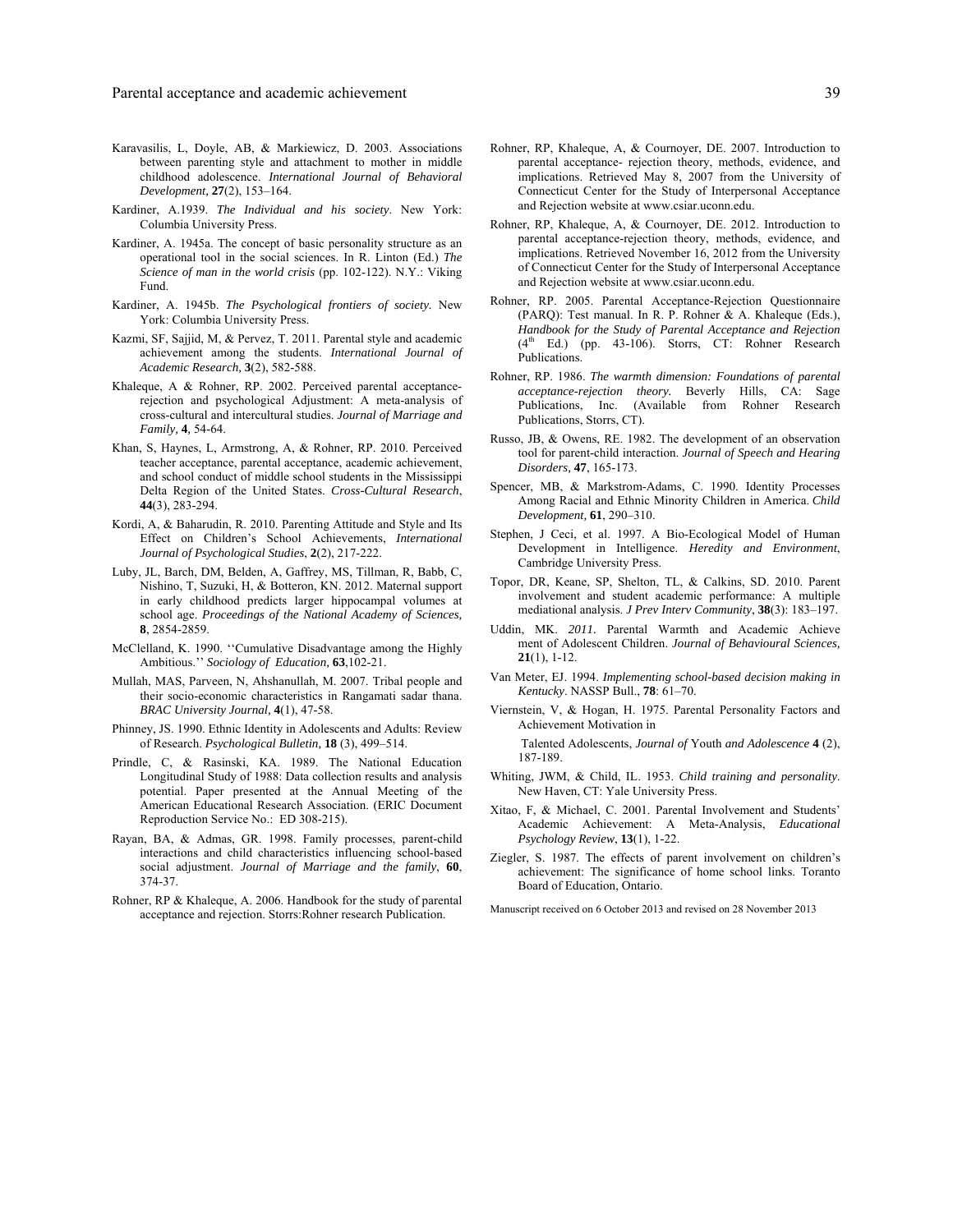Karavasilis, L, Doyle, AB, & Markiewicz, D. 2003. Associations between parenting style and attachment to mother in middle childhood adolescence. *International Journal of Behavioral Development,* **27**(2), 153–164.

Kardiner, A.1939. *The Individual and his society*. New York: Columbia University Press.

Kardiner, A. 1945a. The concept of basic personality structure as an operational tool in the social sciences. In R. Linton (Ed.) *The Science of man in the world crisis* (pp. 102-122). N.Y.: Viking Fund.

Kardiner, A. 1945b. *The Psychological frontiers of society.* New York: Columbia University Press.

Kazmi, SF, Sajjid, M, & Pervez, T. 2011. Parental style and academic achievement among the students. *International Journal of Academic Research,* **3**(2), 582-588.

Khaleque, A & Rohner, RP. 2002. Perceived parental acceptance-rejection and psychological Adjustment: A meta-analysis of cross-cultural and intercultural studies. *Journal of Marriage and Family,* **4**, 54-64.

Khan, S, Haynes, L, Armstrong, A, & Rohner, RP. 2010. Perceived teacher acceptance, parental acceptance, academic achievement, and school conduct of middle school students in the Mississippi Delta Region of the United States. *Cross-Cultural Research*, **44**(3), 283-294.

Kordi, A, & Baharudin, R. 2010. Parenting Attitude and Style and Its Effect on Children's School Achievements, *International Journal of Psychological Studies*, **2**(2), 217-222.

Luby, JL, Barch, DM, Belden, A, Gaffrey, MS, Tillman, R, Babb, C, Nishino, T, Suzuki, H, & Botteron, KN. 2012. Maternal support in early childhood predicts larger hippocampal volumes at school age. *Proceedings of the National Academy of Sciences,* **8**, 2854-2859.

McClelland, K. 1990. ''Cumulative Disadvantage among the Highly Ambitious.'' *Sociology of Education,* **63**,102-21.

Mullah, MAS, Parveen, N, Ahshanullah, M. 2007. Tribal people and their socio-economic characteristics in Rangamati sadar thana. *BRAC University Journal,* **4**(1), 47-58.

Phinney, JS. 1990. Ethnic Identity in Adolescents and Adults: Review of Research. *Psychological Bulletin,* **18** (3), 499–514.

Prindle, C, & Rasinski, KA. 1989. The National Education Longitudinal Study of 1988: Data collection results and analysis potential. Paper presented at the Annual Meeting of the American Educational Research Association. (ERIC Document Reproduction Service No.: ED 308-215).

Rayan, BA, & Admas, GR. 1998. Family processes, parent-child interactions and child characteristics influencing school-based social adjustment. *Journal of Marriage and the family*, **60**, 374-37.

Rohner, RP & Khaleque, A. 2006. Handbook for the study of parental acceptance and rejection. Storrs:Rohner research Publication.

Rohner, RP, Khaleque, A, & Cournoyer, DE. 2007. Introduction to parental acceptance- rejection theory, methods, evidence, and implications. Retrieved May 8, 2007 from the University of Connecticut Center for the Study of Interpersonal Acceptance and Rejection website at www.csiar.uconn.edu.

Rohner, RP, Khaleque, A, & Cournoyer, DE. 2012. Introduction to parental acceptance-rejection theory, methods, evidence, and implications. Retrieved November 16, 2012 from the University of Connecticut Center for the Study of Interpersonal Acceptance and Rejection website at www.csiar.uconn.edu.

Rohner, RP. 2005. Parental Acceptance-Rejection Questionnaire (PARQ): Test manual. In R. P. Rohner & A. Khaleque (Eds.), *Handbook for the Study of Parental Acceptance and Rejection* (4th Ed.) (pp. 43-106). Storrs, CT: Rohner Research Publications.

Rohner, RP. 1986. *The warmth dimension: Foundations of parental acceptance-rejection theory.* Beverly Hills, CA: Sage Publications, Inc. (Available from Rohner Research Publications, Storrs, CT).

Russo, JB, & Owens, RE. 1982. The development of an observation tool for parent-child interaction. *Journal of Speech and Hearing Disorders*, **47**, 165-173.

Spencer, MB, & Markstrom-Adams, C. 1990. Identity Processes Among Racial and Ethnic Minority Children in America. *Child Development,* **61**, 290–310.

Stephen, J Ceci, et al. 1997. A Bio-Ecological Model of Human Development in Intelligence. *Heredity and Environment*, Cambridge University Press.

Topor, DR, Keane, SP, Shelton, TL, & Calkins, SD. 2010. Parent involvement and student academic performance: A multiple mediational analysis. *J Prev Interv Community*, **38**(3): 183–197.

Uddin, MK. *2011.* Parental Warmth and Academic Achieve ment of Adolescent Children. *Journal of Behavioural Sciences,* **21**(1), 1-12.

Van Meter, EJ. 1994. *Implementing school-based decision making in Kentucky*. NASSP Bull., **78**: 61–70.

Viernstein, V, & Hogan, H. 1975. Parental Personality Factors and Achievement Motivation in Talented Adolescents, *Journal of* Youth *and Adolescence* **4** (2), 187-189.

Whiting, JWM, & Child, IL. 1953. *Child training and personality*. New Haven, CT: Yale University Press.

Xitao, F, & Michael, C. 2001. Parental Involvement and Students' Academic Achievement: A Meta-Analysis, *Educational Psychology Review*, **13**(1), 1-22.

Ziegler, S. 1987. The effects of parent involvement on children's achievement: The significance of home school links. Toranto Board of Education, Ontario.

Manuscript received on 6 October 2013 and revised on 28 November 2013